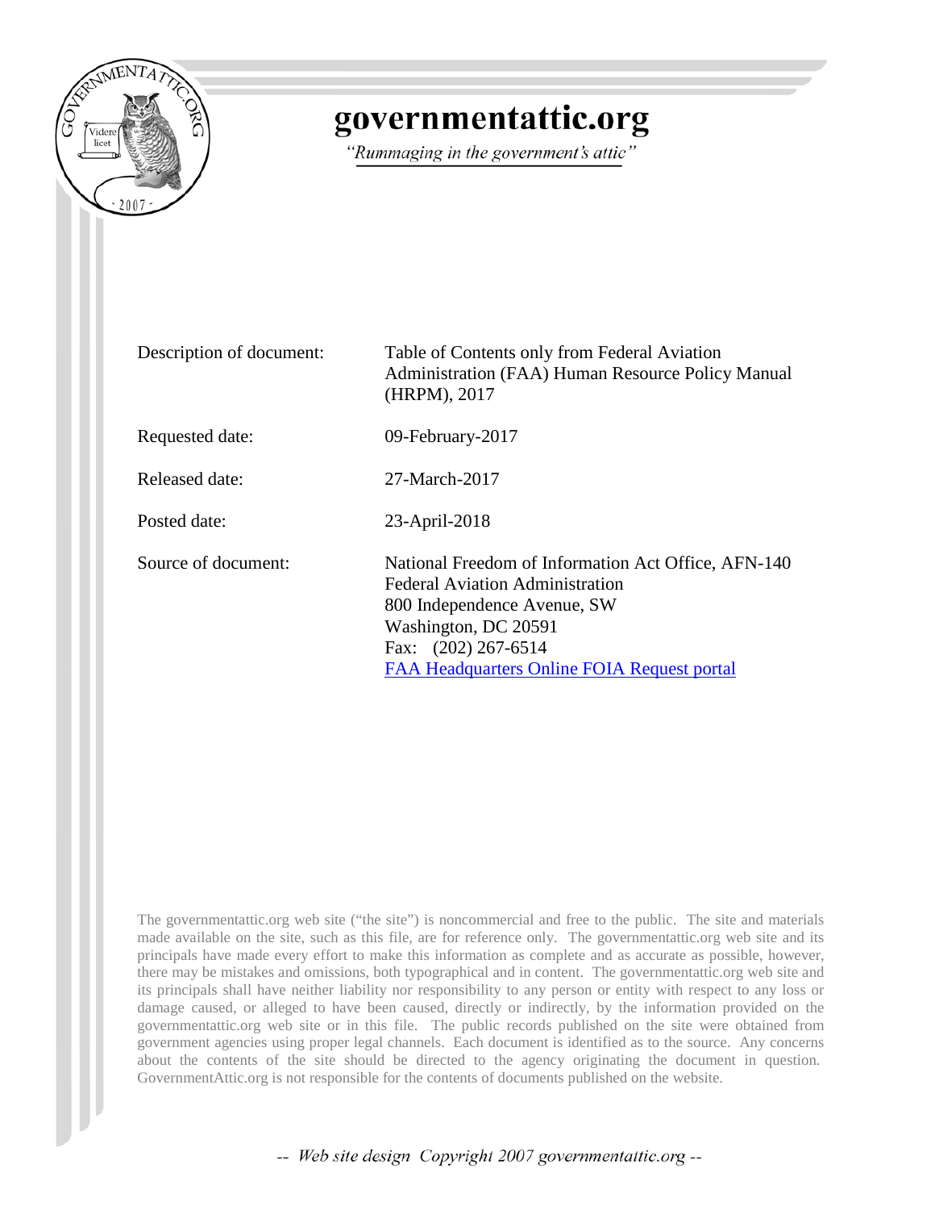# governmentattic.org

*"Rummaging in the government's attic"*

| | |
|---|---|
| Description of document: | Table of Contents only from Federal Aviation Administration (FAA) Human Resource Policy Manual (HRPM), 2017 |
| Requested date: | 09-February-2017 |
| Released date: | 27-March-2017 |
| Posted date: | 23-April-2018 |
| Source of document: | National Freedom of Information Act Office, AFN-140<br>Federal Aviation Administration<br>800 Independence Avenue, SW<br>Washington, DC 20591<br>Fax: (202) 267-6514<br>FAA Headquarters Online FOIA Request portal |

The governmentattic.org web site ("the site") is noncommercial and free to the public. The site and materials made available on the site, such as this file, are for reference only. The governmentattic.org web site and its principals have made every effort to make this information as complete and as accurate as possible, however, there may be mistakes and omissions, both typographical and in content. The governmentattic.org web site and its principals shall have neither liability nor responsibility to any person or entity with respect to any loss or damage caused, or alleged to have been caused, directly or indirectly, by the information provided on the governmentattic.org web site or in this file. The public records published on the site were obtained from government agencies using proper legal channels. Each document is identified as to the source. Any concerns about the contents of the site should be directed to the agency originating the document in question. GovernmentAttic.org is not responsible for the contents of documents published on the website.

-- Web site design Copyright 2007 governmentattic.org --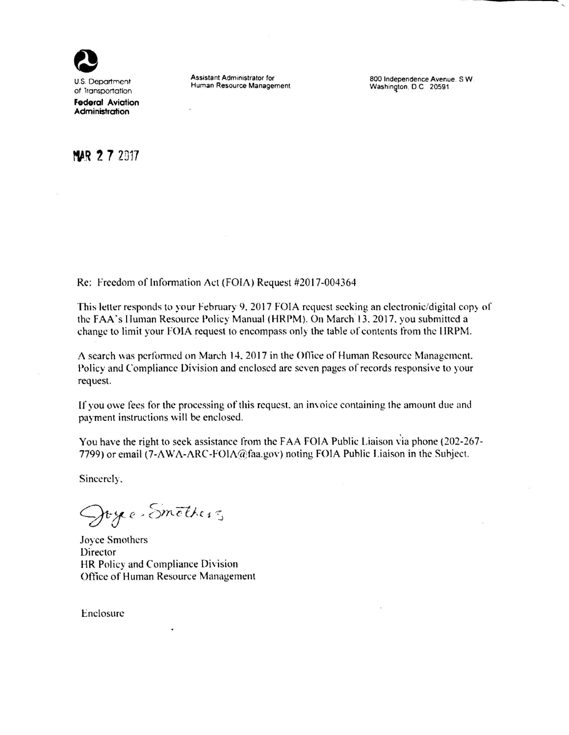U.S. Department of Transportation

**Federal Aviation Administration**

Assistant Administrator for Human Resource Management

800 Independence Avenue, S.W.
Washington, D.C. 20591

MAR 27 2017

Re: Freedom of Information Act (FOIA) Request #2017-004364

This letter responds to your February 9, 2017 FOIA request seeking an electronic/digital copy of the FAA's Human Resource Policy Manual (HRPM). On March 13, 2017, you submitted a change to limit your FOIA request to encompass only the table of contents from the HRPM.

A search was performed on March 14, 2017 in the Office of Human Resource Management, Policy and Compliance Division and enclosed are seven pages of records responsive to your request.

If you owe fees for the processing of this request, an invoice containing the amount due and payment instructions will be enclosed.

You have the right to seek assistance from the FAA FOIA Public Liaison via phone (202-267-7799) or email (7-AWA-ARC-FOIA@faa.gov) noting FOIA Public Liaison in the Subject.

Sincerely,

Joyce Smothers

Joyce Smothers
Director
HR Policy and Compliance Division
Office of Human Resource Management

Enclosure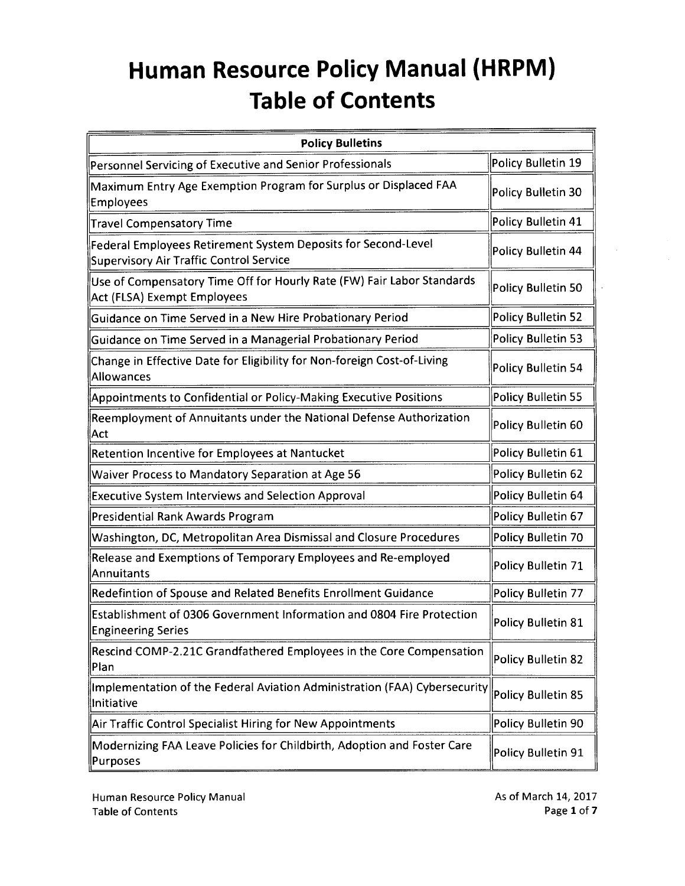# Human Resource Policy Manual (HRPM) Table of Contents

| Policy Bulletins | |
|---|---|
| Personnel Servicing of Executive and Senior Professionals | Policy Bulletin 19 |
| Maximum Entry Age Exemption Program for Surplus or Displaced FAA Employees | Policy Bulletin 30 |
| Travel Compensatory Time | Policy Bulletin 41 |
| Federal Employees Retirement System Deposits for Second-Level Supervisory Air Traffic Control Service | Policy Bulletin 44 |
| Use of Compensatory Time Off for Hourly Rate (FW) Fair Labor Standards Act (FLSA) Exempt Employees | Policy Bulletin 50 |
| Guidance on Time Served in a New Hire Probationary Period | Policy Bulletin 52 |
| Guidance on Time Served in a Managerial Probationary Period | Policy Bulletin 53 |
| Change in Effective Date for Eligibility for Non-foreign Cost-of-Living Allowances | Policy Bulletin 54 |
| Appointments to Confidential or Policy-Making Executive Positions | Policy Bulletin 55 |
| Reemployment of Annuitants under the National Defense Authorization Act | Policy Bulletin 60 |
| Retention Incentive for Employees at Nantucket | Policy Bulletin 61 |
| Waiver Process to Mandatory Separation at Age 56 | Policy Bulletin 62 |
| Executive System Interviews and Selection Approval | Policy Bulletin 64 |
| Presidential Rank Awards Program | Policy Bulletin 67 |
| Washington, DC, Metropolitan Area Dismissal and Closure Procedures | Policy Bulletin 70 |
| Release and Exemptions of Temporary Employees and Re-employed Annuitants | Policy Bulletin 71 |
| Redefintion of Spouse and Related Benefits Enrollment Guidance | Policy Bulletin 77 |
| Establishment of 0306 Government Information and 0804 Fire Protection Engineering Series | Policy Bulletin 81 |
| Rescind COMP-2.21C Grandfathered Employees in the Core Compensation Plan | Policy Bulletin 82 |
| Implementation of the Federal Aviation Administration (FAA) Cybersecurity Initiative | Policy Bulletin 85 |
| Air Traffic Control Specialist Hiring for New Appointments | Policy Bulletin 90 |
| Modernizing FAA Leave Policies for Childbirth, Adoption and Foster Care Purposes | Policy Bulletin 91 |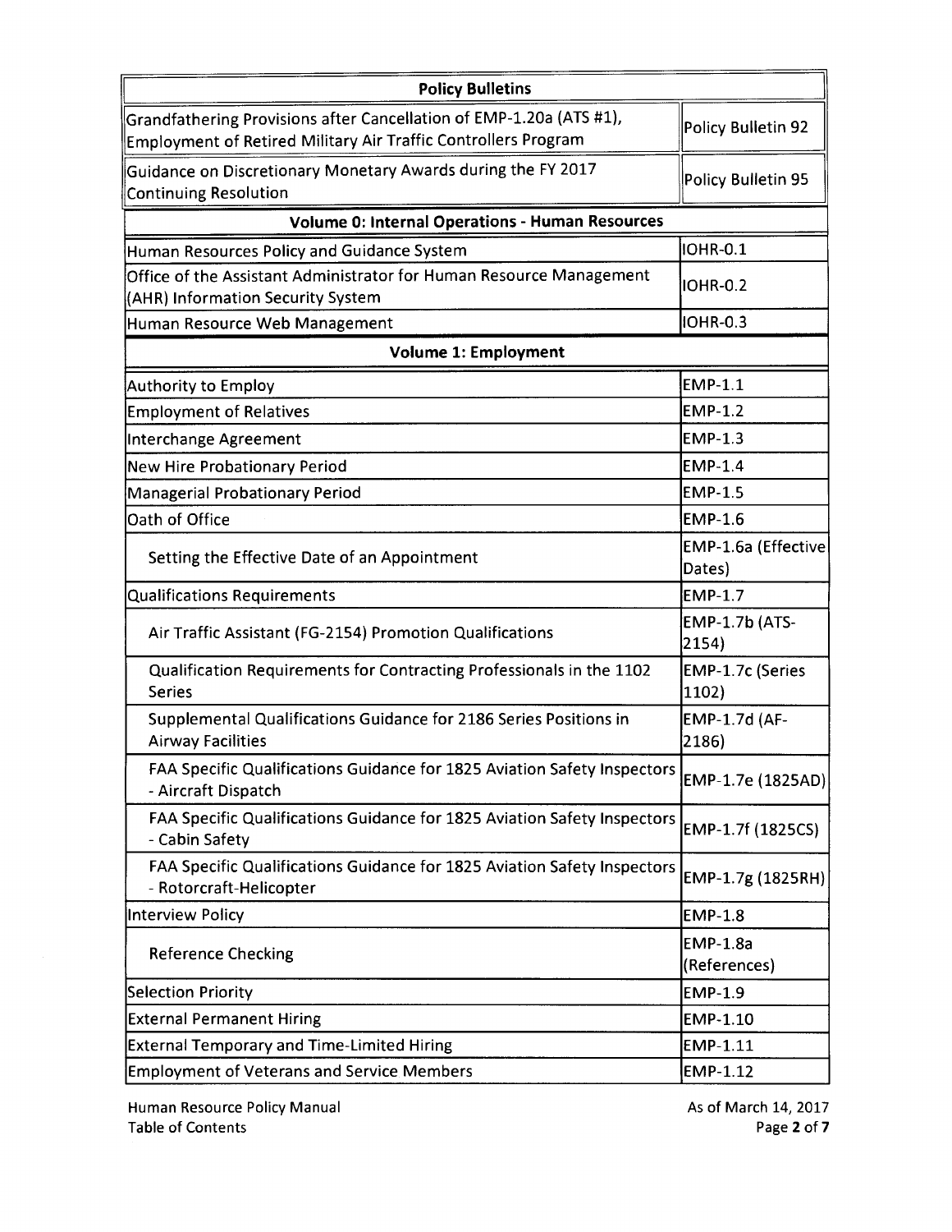| Policy Bulletins | |
|---|---|
| Grandfathering Provisions after Cancellation of EMP-1.20a (ATS #1), Employment of Retired Military Air Traffic Controllers Program | Policy Bulletin 92 |
| Guidance on Discretionary Monetary Awards during the FY 2017 Continuing Resolution | Policy Bulletin 95 |
| **Volume 0: Internal Operations - Human Resources** | |
| Human Resources Policy and Guidance System | IOHR-0.1 |
| Office of the Assistant Administrator for Human Resource Management (AHR) Information Security System | IOHR-0.2 |
| Human Resource Web Management | IOHR-0.3 |
| **Volume 1: Employment** | |
| Authority to Employ | EMP-1.1 |
| Employment of Relatives | EMP-1.2 |
| Interchange Agreement | EMP-1.3 |
| New Hire Probationary Period | EMP-1.4 |
| Managerial Probationary Period | EMP-1.5 |
| Oath of Office | EMP-1.6 |
| Setting the Effective Date of an Appointment | EMP-1.6a (Effective Dates) |
| Qualifications Requirements | EMP-1.7 |
| Air Traffic Assistant (FG-2154) Promotion Qualifications | EMP-1.7b (ATS-2154) |
| Qualification Requirements for Contracting Professionals in the 1102 Series | EMP-1.7c (Series 1102) |
| Supplemental Qualifications Guidance for 2186 Series Positions in Airway Facilities | EMP-1.7d (AF-2186) |
| FAA Specific Qualifications Guidance for 1825 Aviation Safety Inspectors - Aircraft Dispatch | EMP-1.7e (1825AD) |
| FAA Specific Qualifications Guidance for 1825 Aviation Safety Inspectors - Cabin Safety | EMP-1.7f (1825CS) |
| FAA Specific Qualifications Guidance for 1825 Aviation Safety Inspectors - Rotorcraft-Helicopter | EMP-1.7g (1825RH) |
| Interview Policy | EMP-1.8 |
| Reference Checking | EMP-1.8a (References) |
| Selection Priority | EMP-1.9 |
| External Permanent Hiring | EMP-1.10 |
| External Temporary and Time-Limited Hiring | EMP-1.11 |
| Employment of Veterans and Service Members | EMP-1.12 |

Human Resource Policy Manual
Table of Contents

As of March 14, 2017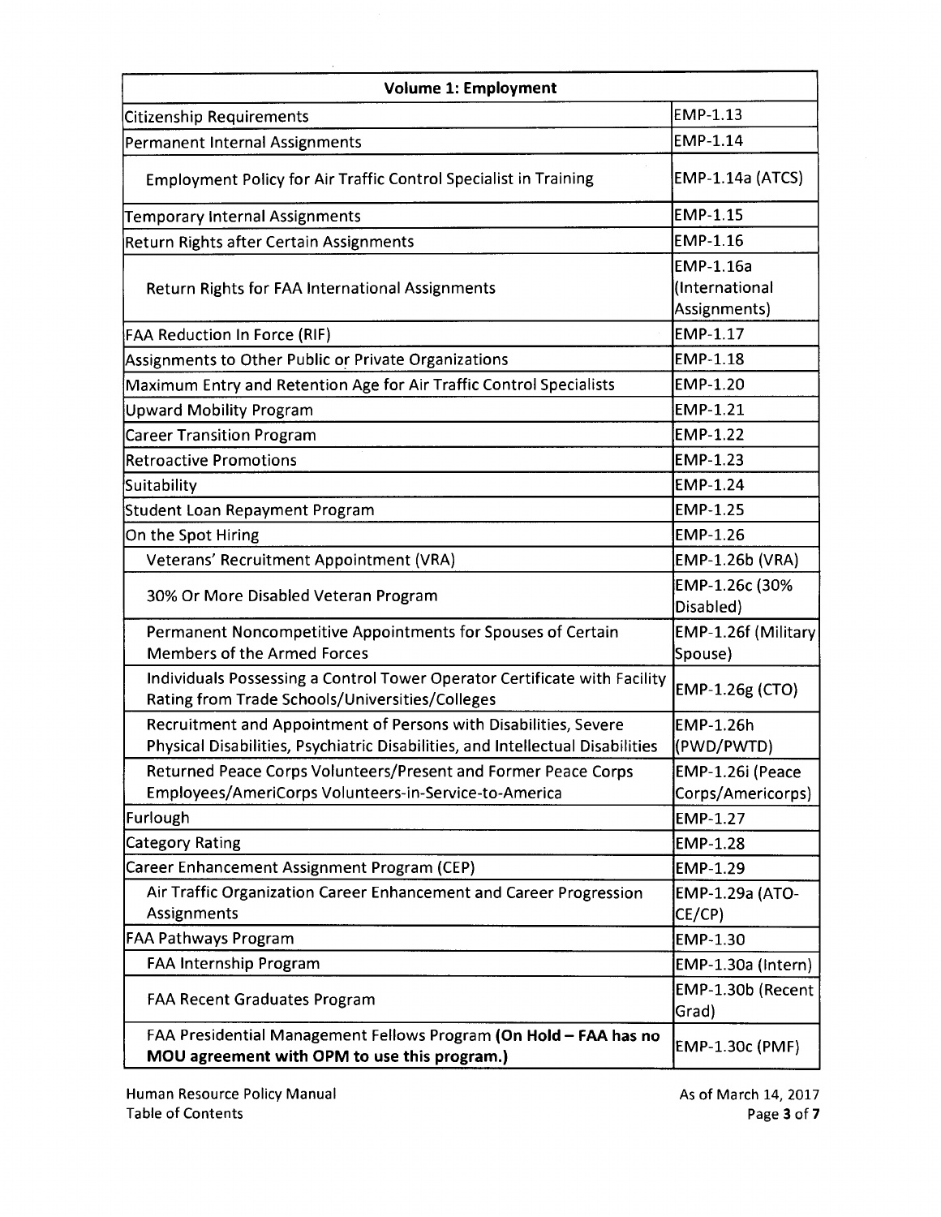| Volume 1: Employment | |
|---|---|
| Citizenship Requirements | EMP-1.13 |
| Permanent Internal Assignments | EMP-1.14 |
| Employment Policy for Air Traffic Control Specialist in Training | EMP-1.14a (ATCS) |
| Temporary Internal Assignments | EMP-1.15 |
| Return Rights after Certain Assignments | EMP-1.16 |
| Return Rights for FAA International Assignments | EMP-1.16a (International Assignments) |
| FAA Reduction In Force (RIF) | EMP-1.17 |
| Assignments to Other Public or Private Organizations | EMP-1.18 |
| Maximum Entry and Retention Age for Air Traffic Control Specialists | EMP-1.20 |
| Upward Mobility Program | EMP-1.21 |
| Career Transition Program | EMP-1.22 |
| Retroactive Promotions | EMP-1.23 |
| Suitability | EMP-1.24 |
| Student Loan Repayment Program | EMP-1.25 |
| On the Spot Hiring | EMP-1.26 |
| Veterans' Recruitment Appointment (VRA) | EMP-1.26b (VRA) |
| 30% Or More Disabled Veteran Program | EMP-1.26c (30% Disabled) |
| Permanent Noncompetitive Appointments for Spouses of Certain Members of the Armed Forces | EMP-1.26f (Military Spouse) |
| Individuals Possessing a Control Tower Operator Certificate with Facility Rating from Trade Schools/Universities/Colleges | EMP-1.26g (CTO) |
| Recruitment and Appointment of Persons with Disabilities, Severe Physical Disabilities, Psychiatric Disabilities, and Intellectual Disabilities | EMP-1.26h (PWD/PWTD) |
| Returned Peace Corps Volunteers/Present and Former Peace Corps Employees/AmeriCorps Volunteers-in-Service-to-America | EMP-1.26i (Peace Corps/Americorps) |
| Furlough | EMP-1.27 |
| Category Rating | EMP-1.28 |
| Career Enhancement Assignment Program (CEP) | EMP-1.29 |
| Air Traffic Organization Career Enhancement and Career Progression Assignments | EMP-1.29a (ATO-CE/CP) |
| FAA Pathways Program | EMP-1.30 |
| FAA Internship Program | EMP-1.30a (Intern) |
| FAA Recent Graduates Program | EMP-1.30b (Recent Grad) |
| FAA Presidential Management Fellows Program **(On Hold – FAA has no MOU agreement with OPM to use this program.)** | EMP-1.30c (PMF) |

Human Resource Policy Manual
Table of Contents

As of March 14, 2017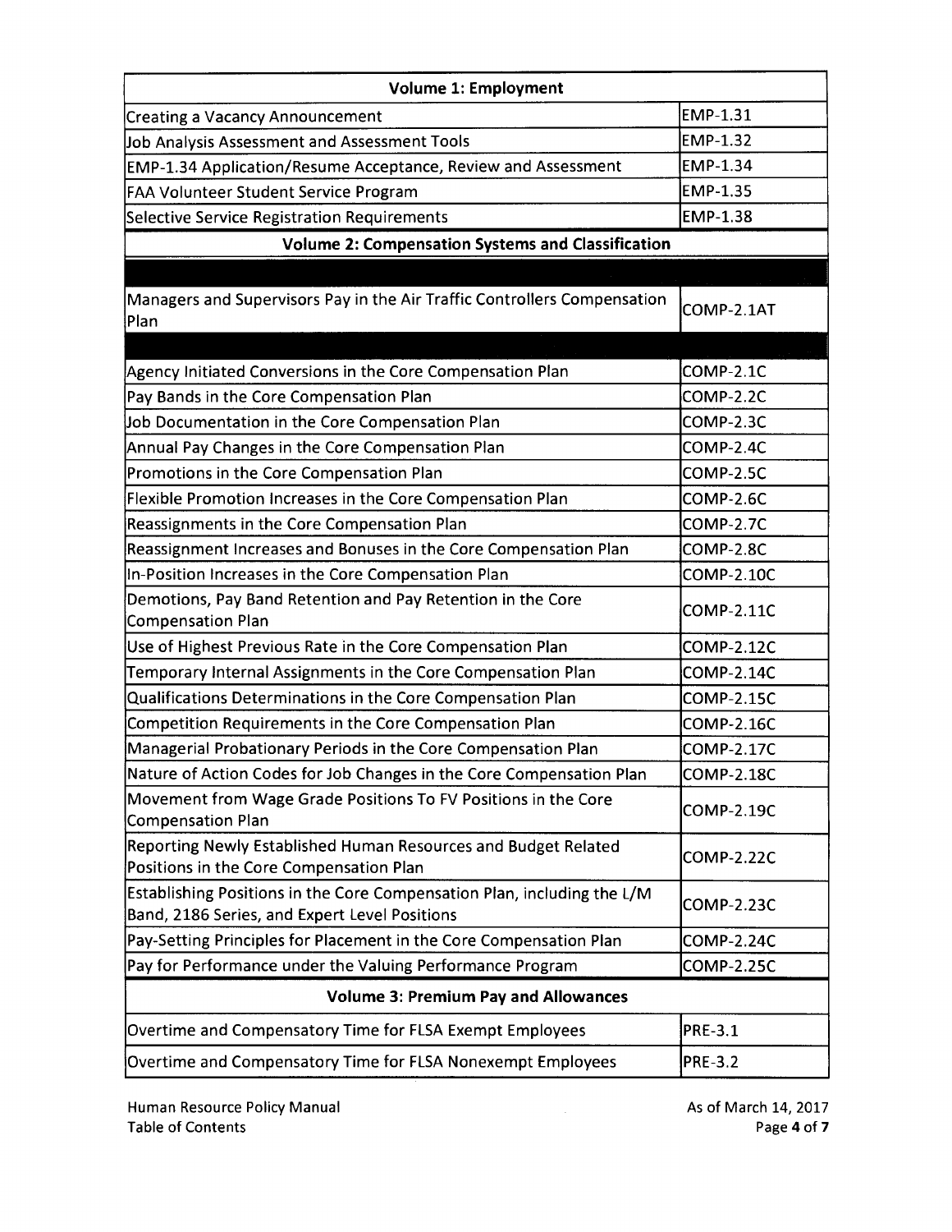| Volume 1: Employment | |
|---|---|
| Creating a Vacancy Announcement | EMP-1.31 |
| Job Analysis Assessment and Assessment Tools | EMP-1.32 |
| EMP-1.34 Application/Resume Acceptance, Review and Assessment | EMP-1.34 |
| FAA Volunteer Student Service Program | EMP-1.35 |
| Selective Service Registration Requirements | EMP-1.38 |
| **Volume 2: Compensation Systems and Classification** | |
| | |
| Managers and Supervisors Pay in the Air Traffic Controllers Compensation Plan | COMP-2.1AT |
| | |
| Agency Initiated Conversions in the Core Compensation Plan | COMP-2.1C |
| Pay Bands in the Core Compensation Plan | COMP-2.2C |
| Job Documentation in the Core Compensation Plan | COMP-2.3C |
| Annual Pay Changes in the Core Compensation Plan | COMP-2.4C |
| Promotions in the Core Compensation Plan | COMP-2.5C |
| Flexible Promotion Increases in the Core Compensation Plan | COMP-2.6C |
| Reassignments in the Core Compensation Plan | COMP-2.7C |
| Reassignment Increases and Bonuses in the Core Compensation Plan | COMP-2.8C |
| In-Position Increases in the Core Compensation Plan | COMP-2.10C |
| Demotions, Pay Band Retention and Pay Retention in the Core Compensation Plan | COMP-2.11C |
| Use of Highest Previous Rate in the Core Compensation Plan | COMP-2.12C |
| Temporary Internal Assignments in the Core Compensation Plan | COMP-2.14C |
| Qualifications Determinations in the Core Compensation Plan | COMP-2.15C |
| Competition Requirements in the Core Compensation Plan | COMP-2.16C |
| Managerial Probationary Periods in the Core Compensation Plan | COMP-2.17C |
| Nature of Action Codes for Job Changes in the Core Compensation Plan | COMP-2.18C |
| Movement from Wage Grade Positions To FV Positions in the Core Compensation Plan | COMP-2.19C |
| Reporting Newly Established Human Resources and Budget Related Positions in the Core Compensation Plan | COMP-2.22C |
| Establishing Positions in the Core Compensation Plan, including the L/M Band, 2186 Series, and Expert Level Positions | COMP-2.23C |
| Pay-Setting Principles for Placement in the Core Compensation Plan | COMP-2.24C |
| Pay for Performance under the Valuing Performance Program | COMP-2.25C |
| **Volume 3: Premium Pay and Allowances** | |
| Overtime and Compensatory Time for FLSA Exempt Employees | PRE-3.1 |
| Overtime and Compensatory Time for FLSA Nonexempt Employees | PRE-3.2 |

Human Resource Policy Manual
Table of Contents

As of March 14, 2017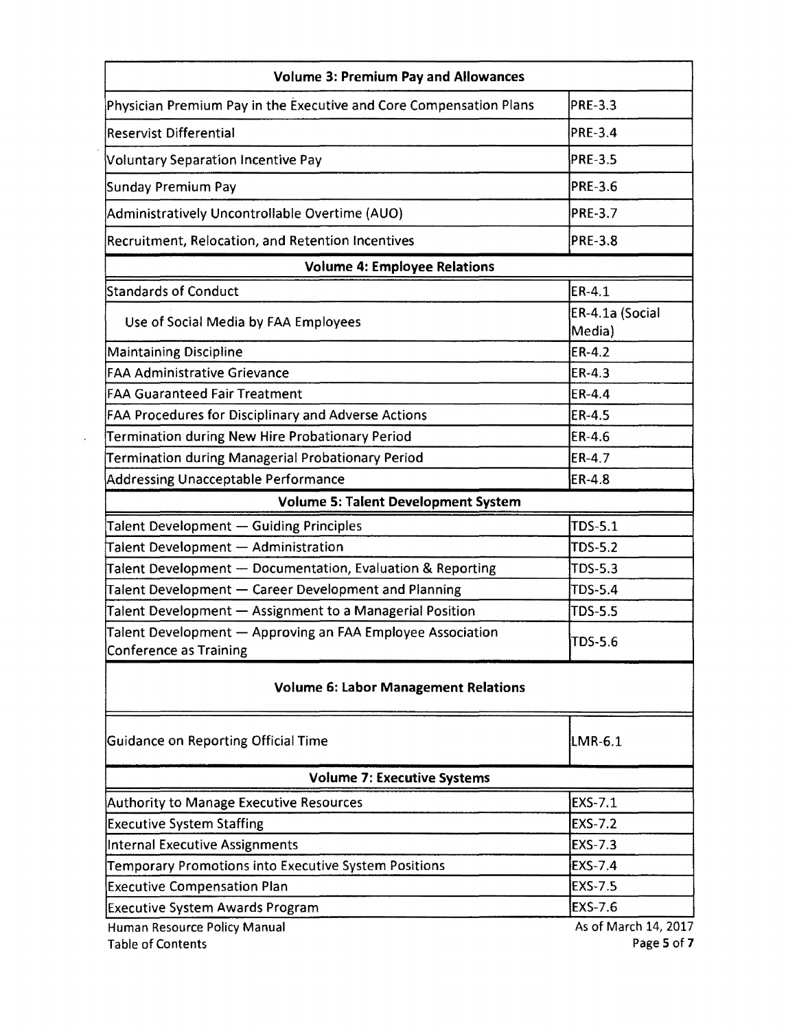| Volume 3: Premium Pay and Allowances | |
|---|---|
| Physician Premium Pay in the Executive and Core Compensation Plans | PRE-3.3 |
| Reservist Differential | PRE-3.4 |
| Voluntary Separation Incentive Pay | PRE-3.5 |
| Sunday Premium Pay | PRE-3.6 |
| Administratively Uncontrollable Overtime (AUO) | PRE-3.7 |
| Recruitment, Relocation, and Retention Incentives | PRE-3.8 |
| **Volume 4: Employee Relations** | |
| Standards of Conduct | ER-4.1 |
| Use of Social Media by FAA Employees | ER-4.1a (Social Media) |
| Maintaining Discipline | ER-4.2 |
| FAA Administrative Grievance | ER-4.3 |
| FAA Guaranteed Fair Treatment | ER-4.4 |
| FAA Procedures for Disciplinary and Adverse Actions | ER-4.5 |
| Termination during New Hire Probationary Period | ER-4.6 |
| Termination during Managerial Probationary Period | ER-4.7 |
| Addressing Unacceptable Performance | ER-4.8 |
| **Volume 5: Talent Development System** | |
| Talent Development — Guiding Principles | TDS-5.1 |
| Talent Development — Administration | TDS-5.2 |
| Talent Development — Documentation, Evaluation & Reporting | TDS-5.3 |
| Talent Development — Career Development and Planning | TDS-5.4 |
| Talent Development — Assignment to a Managerial Position | TDS-5.5 |
| Talent Development — Approving an FAA Employee Association Conference as Training | TDS-5.6 |
| **Volume 6: Labor Management Relations** | |
| Guidance on Reporting Official Time | LMR-6.1 |
| **Volume 7: Executive Systems** | |
| Authority to Manage Executive Resources | EXS-7.1 |
| Executive System Staffing | EXS-7.2 |
| Internal Executive Assignments | EXS-7.3 |
| Temporary Promotions into Executive System Positions | EXS-7.4 |
| Executive Compensation Plan | EXS-7.5 |
| Executive System Awards Program | EXS-7.6 |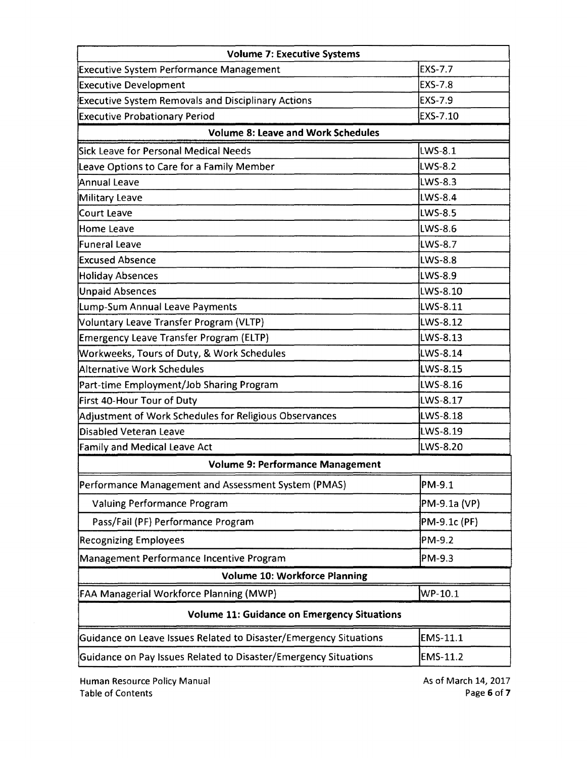| Volume 7: Executive Systems | |
|---|---|
| Executive System Performance Management | EXS-7.7 |
| Executive Development | EXS-7.8 |
| Executive System Removals and Disciplinary Actions | EXS-7.9 |
| Executive Probationary Period | EXS-7.10 |
| **Volume 8: Leave and Work Schedules** | |
| Sick Leave for Personal Medical Needs | LWS-8.1 |
| Leave Options to Care for a Family Member | LWS-8.2 |
| Annual Leave | LWS-8.3 |
| Military Leave | LWS-8.4 |
| Court Leave | LWS-8.5 |
| Home Leave | LWS-8.6 |
| Funeral Leave | LWS-8.7 |
| Excused Absence | LWS-8.8 |
| Holiday Absences | LWS-8.9 |
| Unpaid Absences | LWS-8.10 |
| Lump-Sum Annual Leave Payments | LWS-8.11 |
| Voluntary Leave Transfer Program (VLTP) | LWS-8.12 |
| Emergency Leave Transfer Program (ELTP) | LWS-8.13 |
| Workweeks, Tours of Duty, & Work Schedules | LWS-8.14 |
| Alternative Work Schedules | LWS-8.15 |
| Part-time Employment/Job Sharing Program | LWS-8.16 |
| First 40-Hour Tour of Duty | LWS-8.17 |
| Adjustment of Work Schedules for Religious Observances | LWS-8.18 |
| Disabled Veteran Leave | LWS-8.19 |
| Family and Medical Leave Act | LWS-8.20 |
| **Volume 9: Performance Management** | |
| Performance Management and Assessment System (PMAS) | PM-9.1 |
| Valuing Performance Program | PM-9.1a (VP) |
| Pass/Fail (PF) Performance Program | PM-9.1c (PF) |
| Recognizing Employees | PM-9.2 |
| Management Performance Incentive Program | PM-9.3 |
| **Volume 10: Workforce Planning** | |
| FAA Managerial Workforce Planning (MWP) | WP-10.1 |
| **Volume 11: Guidance on Emergency Situations** | |
| Guidance on Leave Issues Related to Disaster/Emergency Situations | EMS-11.1 |
| Guidance on Pay Issues Related to Disaster/Emergency Situations | EMS-11.2 |

Human Resource Policy Manual
Table of Contents

As of March 14, 2017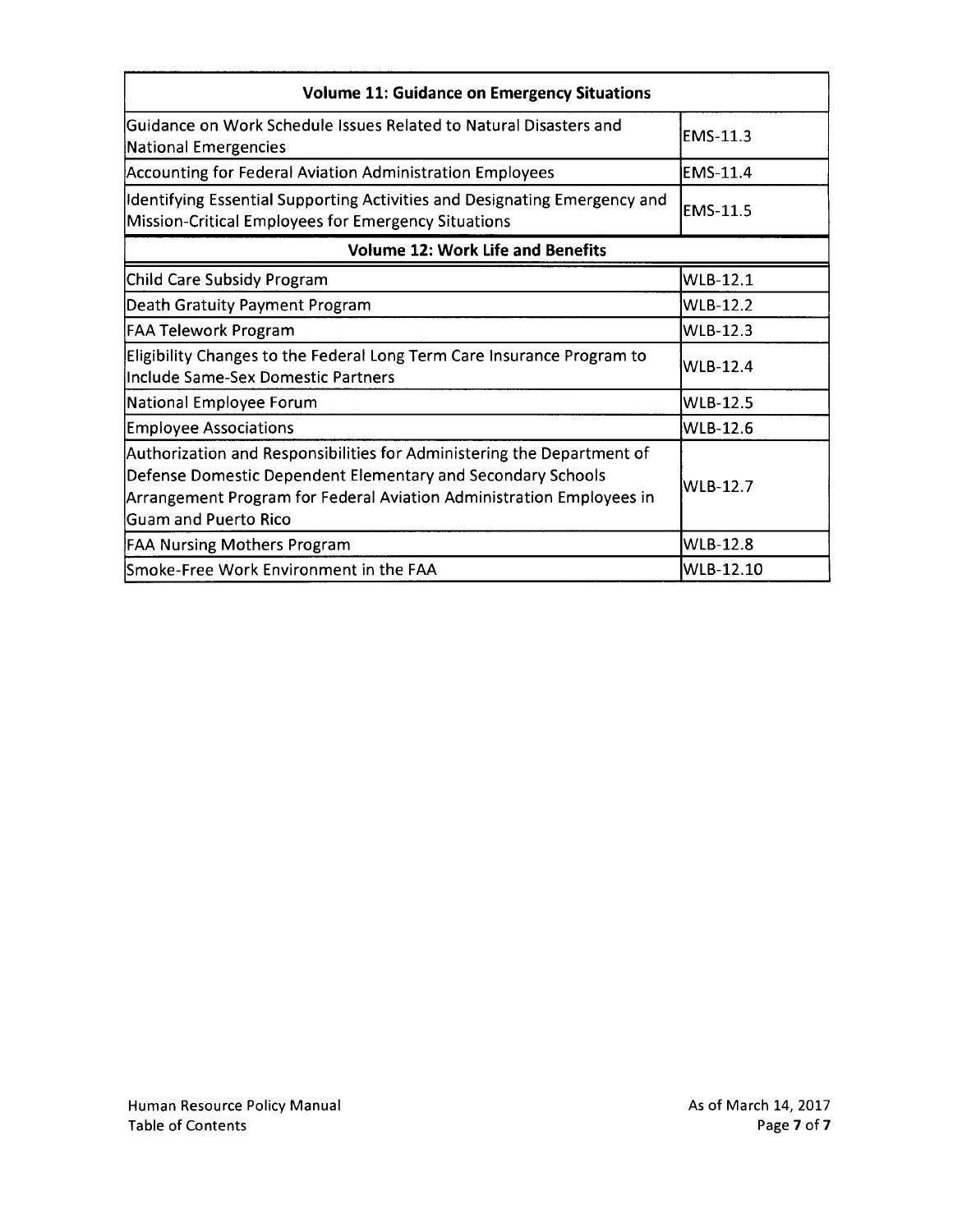| Volume 11: Guidance on Emergency Situations | |
| --- | --- |
| Guidance on Work Schedule Issues Related to Natural Disasters and National Emergencies | EMS-11.3 |
| Accounting for Federal Aviation Administration Employees | EMS-11.4 |
| Identifying Essential Supporting Activities and Designating Emergency and Mission-Critical Employees for Emergency Situations | EMS-11.5 |
| **Volume 12: Work Life and Benefits** | |
| Child Care Subsidy Program | WLB-12.1 |
| Death Gratuity Payment Program | WLB-12.2 |
| FAA Telework Program | WLB-12.3 |
| Eligibility Changes to the Federal Long Term Care Insurance Program to Include Same-Sex Domestic Partners | WLB-12.4 |
| National Employee Forum | WLB-12.5 |
| Employee Associations | WLB-12.6 |
| Authorization and Responsibilities for Administering the Department of Defense Domestic Dependent Elementary and Secondary Schools Arrangement Program for Federal Aviation Administration Employees in Guam and Puerto Rico | WLB-12.7 |
| FAA Nursing Mothers Program | WLB-12.8 |
| Smoke-Free Work Environment in the FAA | WLB-12.10 |